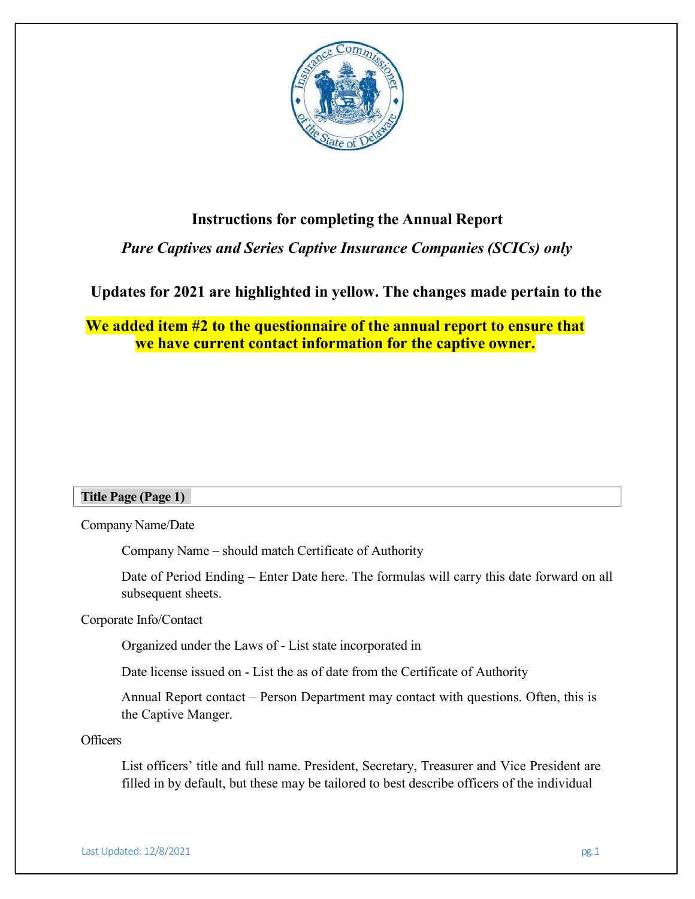# Instructions for completing the Annual Report

## *Pure Captives and Series Captive Insurance Companies (SCICs) only*

**Updates for 2021 are highlighted in yellow. The changes made pertain to the**

**We added item #2 to the questionnaire of the annual report to ensure that we have current contact information for the captive owner.**

### Title Page (Page 1)

Company Name/Date

Company Name – should match Certificate of Authority

Date of Period Ending – Enter Date here. The formulas will carry this date forward on all subsequent sheets.

Corporate Info/Contact

Organized under the Laws of - List state incorporated in

Date license issued on - List the as of date from the Certificate of Authority

Annual Report contact – Person Department may contact with questions. Often, this is the Captive Manger.

Officers

List officers' title and full name. President, Secretary, Treasurer and Vice President are filled in by default, but these may be tailored to best describe officers of the individual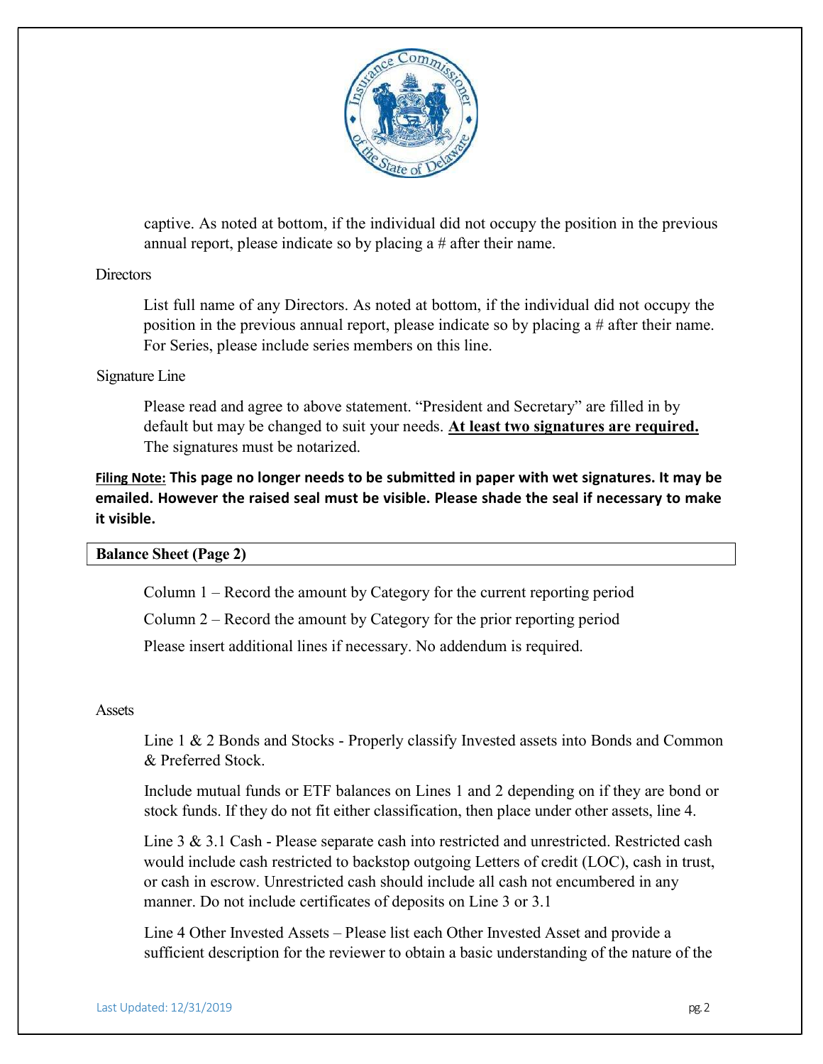captive. As noted at bottom, if the individual did not occupy the position in the previous annual report, please indicate so by placing a # after their name.

Directors

List full name of any Directors. As noted at bottom, if the individual did not occupy the position in the previous annual report, please indicate so by placing a # after their name. For Series, please include series members on this line.

Signature Line

Please read and agree to above statement. "President and Secretary" are filled in by default but may be changed to suit your needs. **At least two signatures are required.** The signatures must be notarized.

**Filing Note: This page no longer needs to be submitted in paper with wet signatures. It may be emailed. However the raised seal must be visible. Please shade the seal if necessary to make it visible.**

## Balance Sheet (Page 2)

Column 1 – Record the amount by Category for the current reporting period

Column 2 – Record the amount by Category for the prior reporting period

Please insert additional lines if necessary. No addendum is required.

Assets

Line 1 & 2 Bonds and Stocks - Properly classify Invested assets into Bonds and Common & Preferred Stock.

Include mutual funds or ETF balances on Lines 1 and 2 depending on if they are bond or stock funds. If they do not fit either classification, then place under other assets, line 4.

Line 3 & 3.1 Cash - Please separate cash into restricted and unrestricted. Restricted cash would include cash restricted to backstop outgoing Letters of credit (LOC), cash in trust, or cash in escrow. Unrestricted cash should include all cash not encumbered in any manner. Do not include certificates of deposits on Line 3 or 3.1

Line 4 Other Invested Assets – Please list each Other Invested Asset and provide a sufficient description for the reviewer to obtain a basic understanding of the nature of the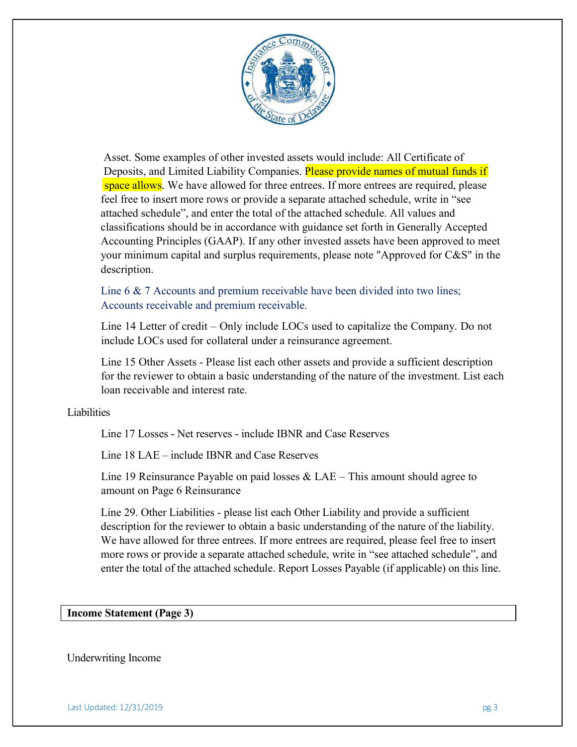Asset. Some examples of other invested assets would include: All Certificate of Deposits, and Limited Liability Companies. Please provide names of mutual funds if space allows. We have allowed for three entrees. If more entrees are required, please feel free to insert more rows or provide a separate attached schedule, write in "see attached schedule", and enter the total of the attached schedule. All values and classifications should be in accordance with guidance set forth in Generally Accepted Accounting Principles (GAAP). If any other invested assets have been approved to meet your minimum capital and surplus requirements, please note "Approved for C&S" in the description.

Line 6 & 7 Accounts and premium receivable have been divided into two lines; Accounts receivable and premium receivable.

Line 14 Letter of credit – Only include LOCs used to capitalize the Company. Do not include LOCs used for collateral under a reinsurance agreement.

Line 15 Other Assets - Please list each other assets and provide a sufficient description for the reviewer to obtain a basic understanding of the nature of the investment. List each loan receivable and interest rate.

Liabilities

Line 17 Losses - Net reserves - include IBNR and Case Reserves

Line 18 LAE – include IBNR and Case Reserves

Line 19 Reinsurance Payable on paid losses & LAE – This amount should agree to amount on Page 6 Reinsurance

Line 29. Other Liabilities - please list each Other Liability and provide a sufficient description for the reviewer to obtain a basic understanding of the nature of the liability. We have allowed for three entrees. If more entrees are required, please feel free to insert more rows or provide a separate attached schedule, write in "see attached schedule", and enter the total of the attached schedule. Report Losses Payable (if applicable) on this line.

## Income Statement (Page 3)

Underwriting Income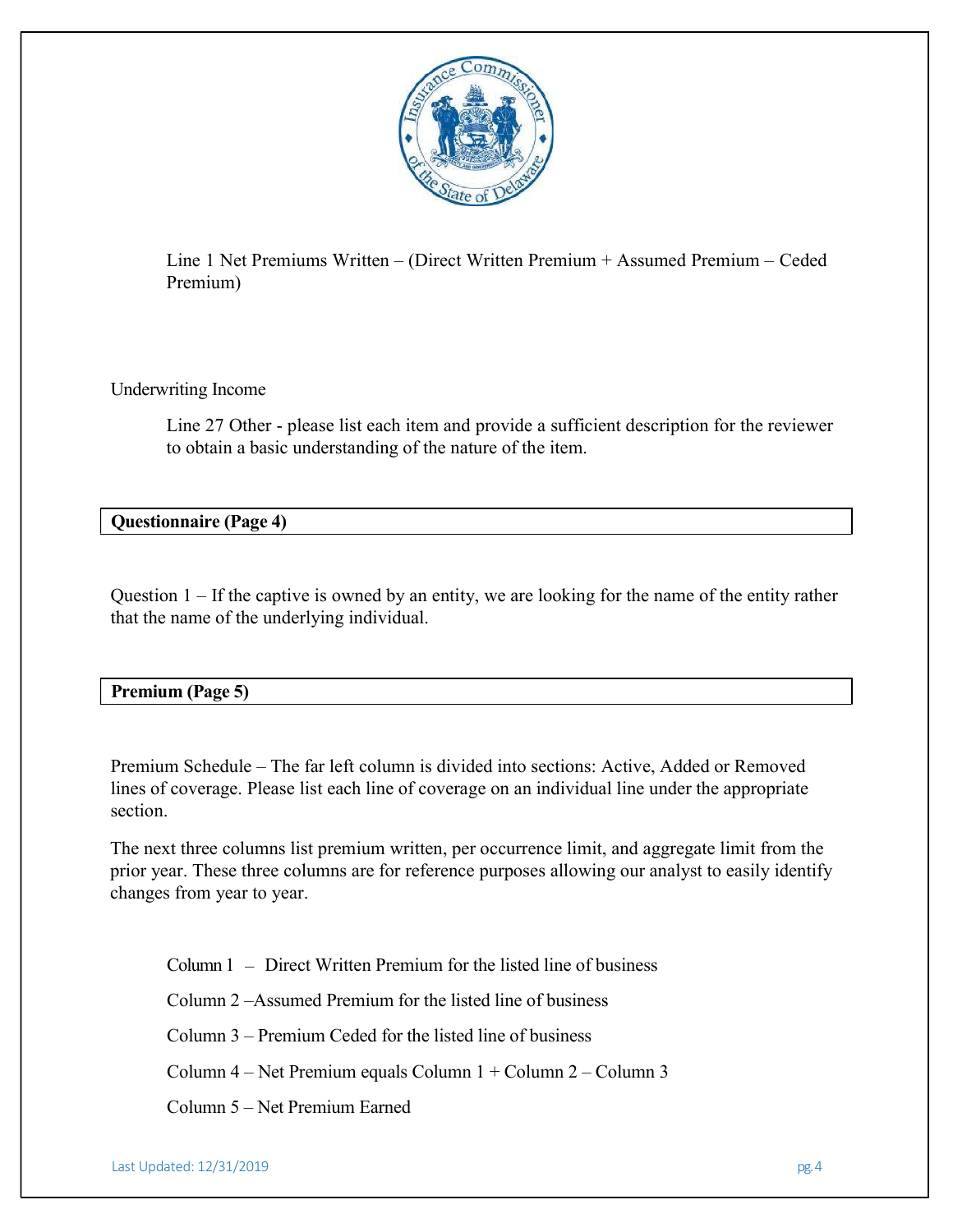Line 1 Net Premiums Written – (Direct Written Premium + Assumed Premium – Ceded Premium)

Underwriting Income

Line 27 Other - please list each item and provide a sufficient description for the reviewer to obtain a basic understanding of the nature of the item.

## Questionnaire (Page 4)

Question 1 – If the captive is owned by an entity, we are looking for the name of the entity rather that the name of the underlying individual.

## Premium (Page 5)

Premium Schedule – The far left column is divided into sections: Active, Added or Removed lines of coverage. Please list each line of coverage on an individual line under the appropriate section.

The next three columns list premium written, per occurrence limit, and aggregate limit from the prior year. These three columns are for reference purposes allowing our analyst to easily identify changes from year to year.

Column 1 – Direct Written Premium for the listed line of business

Column 2 –Assumed Premium for the listed line of business

Column 3 – Premium Ceded for the listed line of business

Column 4 – Net Premium equals Column 1 + Column 2 – Column 3

Column 5 – Net Premium Earned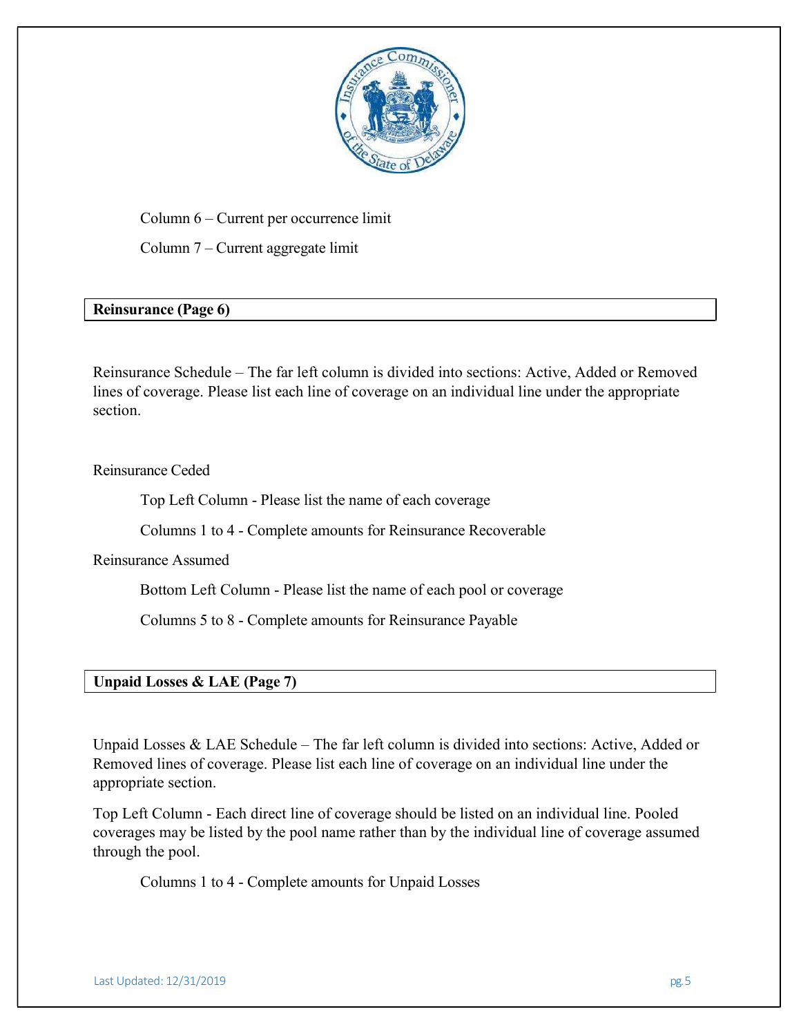Column 6 – Current per occurrence limit

Column 7 – Current aggregate limit

## Reinsurance (Page 6)

Reinsurance Schedule – The far left column is divided into sections: Active, Added or Removed lines of coverage. Please list each line of coverage on an individual line under the appropriate section.

Reinsurance Ceded

Top Left Column - Please list the name of each coverage

Columns 1 to 4 - Complete amounts for Reinsurance Recoverable

Reinsurance Assumed

Bottom Left Column - Please list the name of each pool or coverage

Columns 5 to 8 - Complete amounts for Reinsurance Payable

## Unpaid Losses & LAE (Page 7)

Unpaid Losses & LAE Schedule – The far left column is divided into sections: Active, Added or Removed lines of coverage. Please list each line of coverage on an individual line under the appropriate section.

Top Left Column - Each direct line of coverage should be listed on an individual line. Pooled coverages may be listed by the pool name rather than by the individual line of coverage assumed through the pool.

Columns 1 to 4 - Complete amounts for Unpaid Losses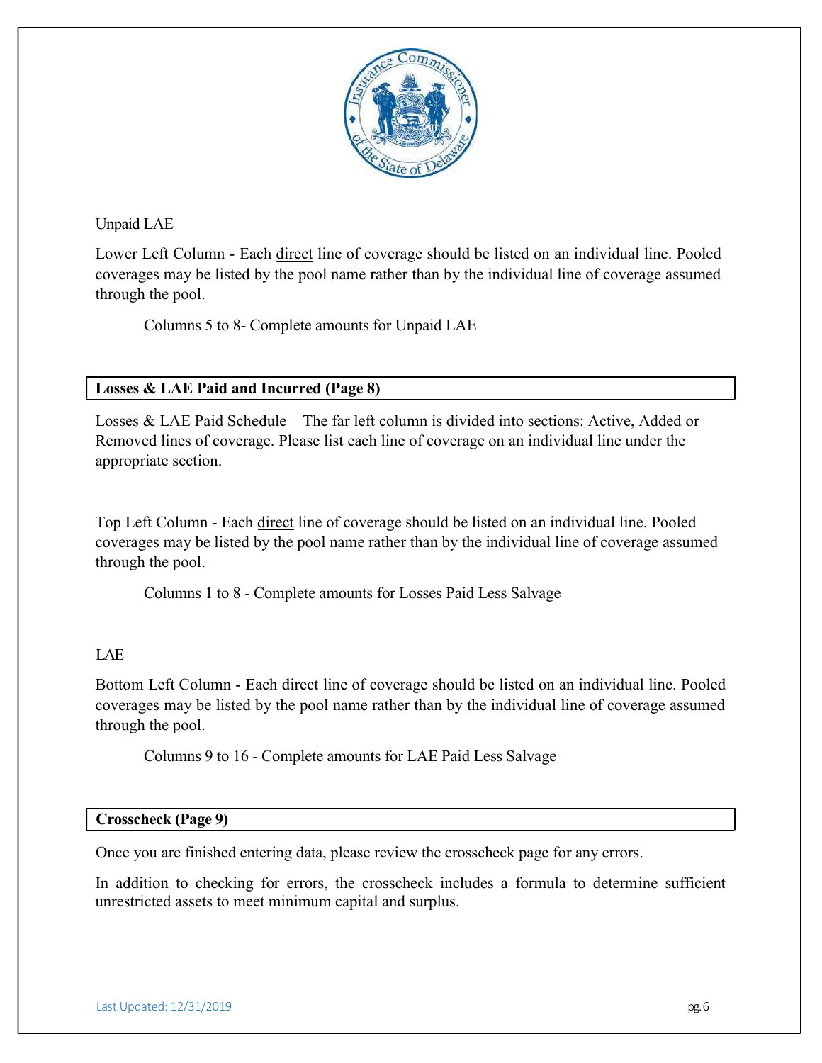Unpaid LAE

Lower Left Column - Each direct line of coverage should be listed on an individual line. Pooled coverages may be listed by the pool name rather than by the individual line of coverage assumed through the pool.

Columns 5 to 8- Complete amounts for Unpaid LAE

## Losses & LAE Paid and Incurred (Page 8)

Losses & LAE Paid Schedule – The far left column is divided into sections: Active, Added or Removed lines of coverage. Please list each line of coverage on an individual line under the appropriate section.

Top Left Column - Each direct line of coverage should be listed on an individual line. Pooled coverages may be listed by the pool name rather than by the individual line of coverage assumed through the pool.

Columns 1 to 8 - Complete amounts for Losses Paid Less Salvage

LAE

Bottom Left Column - Each direct line of coverage should be listed on an individual line. Pooled coverages may be listed by the pool name rather than by the individual line of coverage assumed through the pool.

Columns 9 to 16 - Complete amounts for LAE Paid Less Salvage

## Crosscheck (Page 9)

Once you are finished entering data, please review the crosscheck page for any errors.

In addition to checking for errors, the crosscheck includes a formula to determine sufficient unrestricted assets to meet minimum capital and surplus.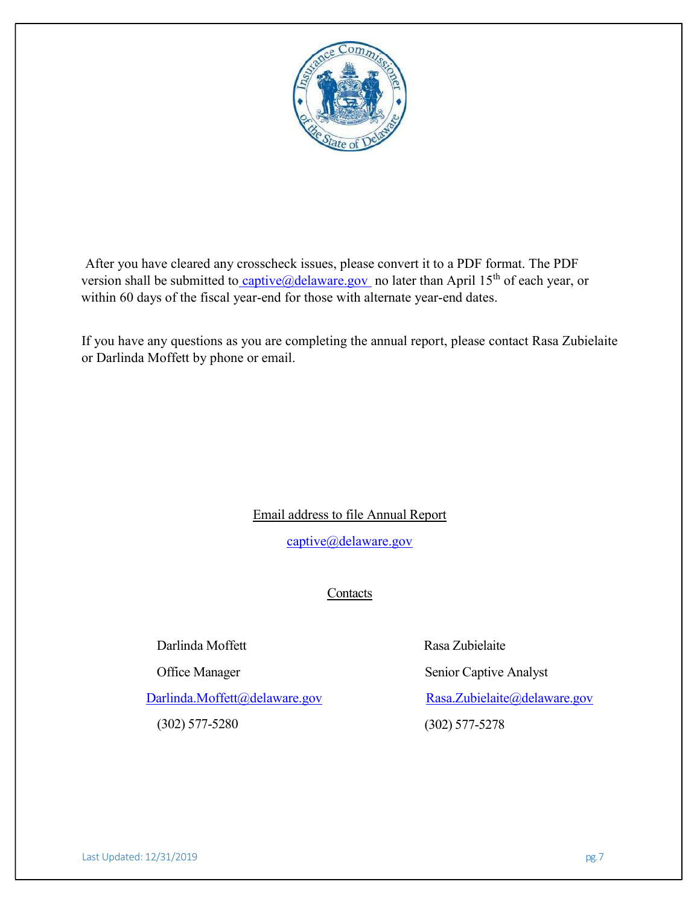After you have cleared any crosscheck issues, please convert it to a PDF format. The PDF version shall be submitted to captive@delaware.gov no later than April 15th of each year, or within 60 days of the fiscal year-end for those with alternate year-end dates.

If you have any questions as you are completing the annual report, please contact Rasa Zubielaite or Darlinda Moffett by phone or email.

Email address to file Annual Report

captive@delaware.gov

Contacts

| | |
|---|---|
| Darlinda Moffett | Rasa Zubielaite |
| Office Manager | Senior Captive Analyst |
| Darlinda.Moffett@delaware.gov | Rasa.Zubielaite@delaware.gov |
| (302) 577-5280 | (302) 577-5278 |

Last Updated: 12/31/2019